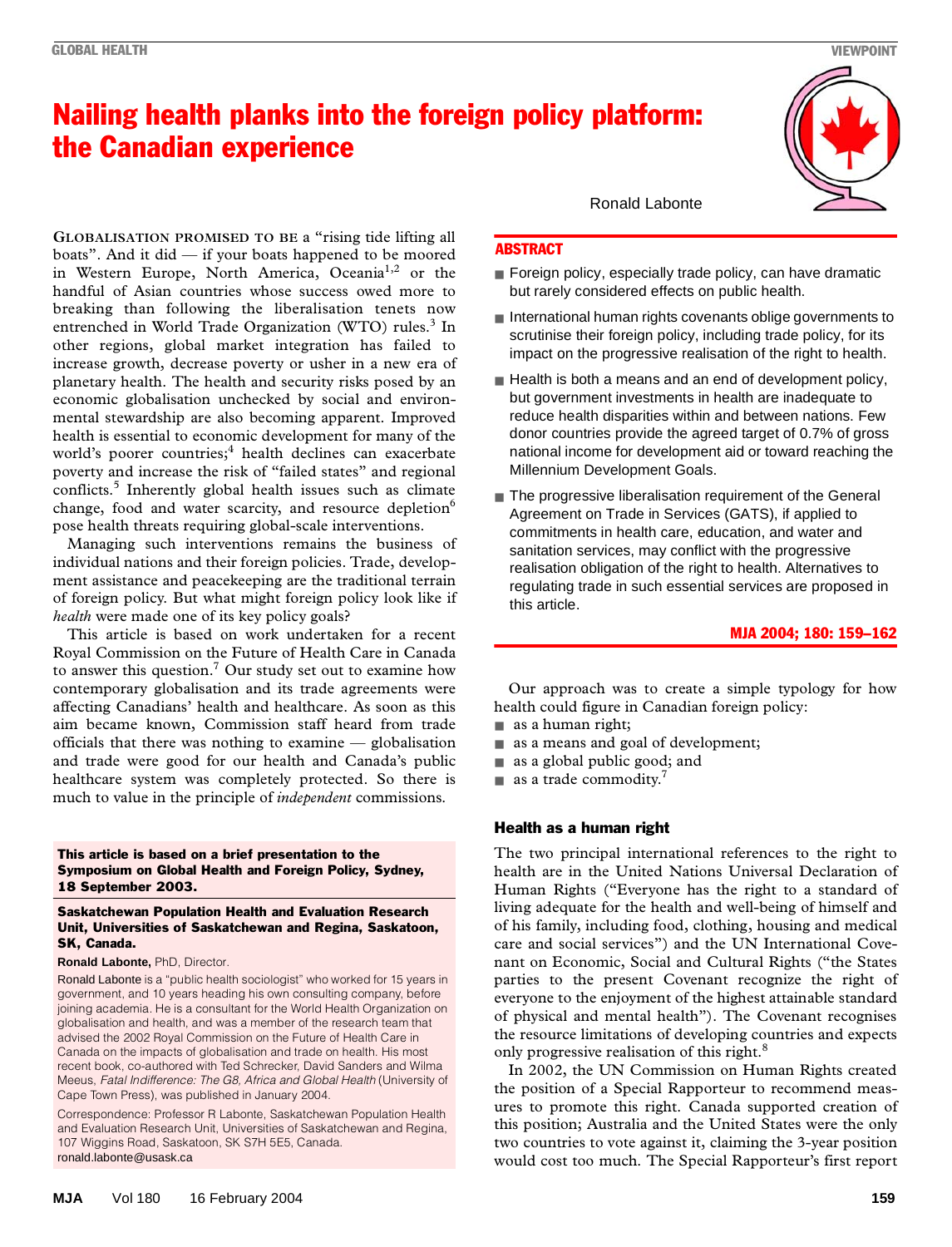# Nailing health planks into the foreign policy platform: the Canadian experience

Ronald Labonte

## ABSTRACT

- Foreign policy, especially trade policy, can have dramatic but rarely considered effects on public health.
- International human rights covenants oblige governments to scrutinise their foreign policy, including trade policy, for its impact on the progressive realisation of the right to health.
- Health is both a means and an end of development policy, but government investments in health are inadequate to reduce health disparities within and between nations. Few donor countries provide the agreed target of 0.7% of gross national income for development aid or toward reaching the Millennium Development Goals.
- The progressive liberalisation requirement of the General Agreement on Trade in Services (GATS), if applied to commitments in health care, education, and water and sanitation services, may conflict with the progressive realisation obligation of the right to health. Alternatives to regulating trade in such essential services are proposed in this article.

MJA 2004; 180: 159–162

GLOBALISATION PROMISED TO BE a "rising tide lifting all boats". And it did — if your boats happened to be moored in Western Europe, North America, Oceania[1,2] or the handful of Asian countries whose success owed more to breaking than following the liberalisation tenets now entrenched in World Trade Organization (WTO) rules.[3] In other regions, global market integration has failed to increase growth, decrease poverty or usher in a new era of planetary health. The health and security risks posed by an economic globalisation unchecked by social and environmental stewardship are also becoming apparent. Improved health is essential to economic development for many of the world's poorer countries;[4] health declines can exacerbate poverty and increase the risk of "failed states" and regional conflicts.[5] Inherently global health issues such as climate change, food and water scarcity, and resource depletion[6] pose health threats requiring global-scale interventions.

Managing such interventions remains the business of individual nations and their foreign policies. Trade, development assistance and peacekeeping are the traditional terrain of foreign policy. But what might foreign policy look like if *health* were made one of its key policy goals?

This article is based on work undertaken for a recent Royal Commission on the Future of Health Care in Canada to answer this question.[7] Our study set out to examine how contemporary globalisation and its trade agreements were affecting Canadians' health and healthcare. As soon as this aim became known, Commission staff heard from trade officials that there was nothing to examine — globalisation and trade were good for our health and Canada's public healthcare system was completely protected. So there is much to value in the principle of *independent* commissions.

**This article is based on a brief presentation to the Symposium on Global Health and Foreign Policy, Sydney, 18 September 2003.**

**Saskatchewan Population Health and Evaluation Research Unit, Universities of Saskatchewan and Regina, Saskatoon, SK, Canada.**

**Ronald Labonte,** PhD, Director.

Ronald Labonte is a "public health sociologist" who worked for 15 years in government, and 10 years heading his own consulting company, before joining academia. He is a consultant for the World Health Organization on globalisation and health, and was a member of the research team that advised the 2002 Royal Commission on the Future of Health Care in Canada on the impacts of globalisation and trade on health. His most recent book, co-authored with Ted Schrecker, David Sanders and Wilma Meeus, *Fatal Indifference: The G8, Africa and Global Health* (University of Cape Town Press), was published in January 2004.

Correspondence: Professor R Labonte, Saskatchewan Population Health and Evaluation Research Unit, Universities of Saskatchewan and Regina, 107 Wiggins Road, Saskatoon, SK S7H 5E5, Canada. ronald.labonte@usask.ca

Our approach was to create a simple typology for how health could figure in Canadian foreign policy:

- as a human right;
- as a means and goal of development;
- as a global public good; and
- as a trade commodity.[7]

### Health as a human right

The two principal international references to the right to health are in the United Nations Universal Declaration of Human Rights ("Everyone has the right to a standard of living adequate for the health and well-being of himself and of his family, including food, clothing, housing and medical care and social services") and the UN International Covenant on Economic, Social and Cultural Rights ("the States parties to the present Covenant recognize the right of everyone to the enjoyment of the highest attainable standard of physical and mental health"). The Covenant recognises the resource limitations of developing countries and expects only progressive realisation of this right.[8]

In 2002, the UN Commission on Human Rights created the position of a Special Rapporteur to recommend measures to promote this right. Canada supported creation of this position; Australia and the United States were the only two countries to vote against it, claiming the 3-year position would cost too much. The Special Rapporteur's first report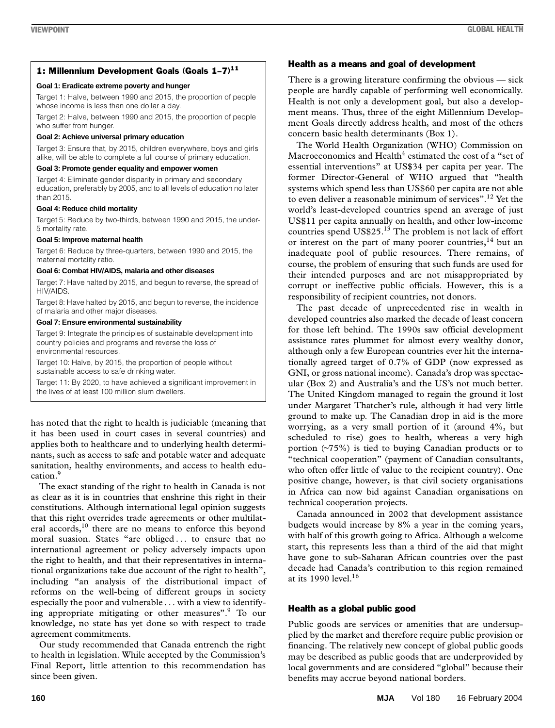### 1: Millennium Development Goals (Goals 1–7)[11]

**Goal 1: Eradicate extreme poverty and hunger**

Target 1: Halve, between 1990 and 2015, the proportion of people whose income is less than one dollar a day.

Target 2: Halve, between 1990 and 2015, the proportion of people who suffer from hunger.

**Goal 2: Achieve universal primary education**

Target 3: Ensure that, by 2015, children everywhere, boys and girls alike, will be able to complete a full course of primary education.

**Goal 3: Promote gender equality and empower women**

Target 4: Eliminate gender disparity in primary and secondary education, preferably by 2005, and to all levels of education no later than 2015.

**Goal 4: Reduce child mortality**

Target 5: Reduce by two-thirds, between 1990 and 2015, the under-5 mortality rate.

**Goal 5: Improve maternal health**

Target 6: Reduce by three-quarters, between 1990 and 2015, the maternal mortality ratio.

**Goal 6: Combat HIV/AIDS, malaria and other diseases**

Target 7: Have halted by 2015, and begun to reverse, the spread of HIV/AIDS.

Target 8: Have halted by 2015, and begun to reverse, the incidence of malaria and other major diseases.

**Goal 7: Ensure environmental sustainability**

Target 9: Integrate the principles of sustainable development into country policies and programs and reverse the loss of environmental resources.

Target 10: Halve, by 2015, the proportion of people without sustainable access to safe drinking water.

Target 11: By 2020, to have achieved a significant improvement in the lives of at least 100 million slum dwellers.

has noted that the right to health is judiciable (meaning that it has been used in court cases in several countries) and applies both to healthcare and to underlying health determinants, such as access to safe and potable water and adequate sanitation, healthy environments, and access to health education.[9]

The exact standing of the right to health in Canada is not as clear as it is in countries that enshrine this right in their constitutions. Although international legal opinion suggests that this right overrides trade agreements or other multilateral accords,[10] there are no means to enforce this beyond moral suasion. States "are obliged . . . to ensure that no international agreement or policy adversely impacts upon the right to health, and that their representatives in international organizations take due account of the right to health", including "an analysis of the distributional impact of reforms on the well-being of different groups in society especially the poor and vulnerable . . . with a view to identifying appropriate mitigating or other measures".[9] To our knowledge, no state has yet done so with respect to trade agreement commitments.

Our study recommended that Canada entrench the right to health in legislation. While accepted by the Commission's Final Report, little attention to this recommendation has since been given.

## Health as a means and goal of development

There is a growing literature confirming the obvious — sick people are hardly capable of performing well economically. Health is not only a development goal, but also a development means. Thus, three of the eight Millennium Development Goals directly address health, and most of the others concern basic health determinants (Box 1).

The World Health Organization (WHO) Commission on Macroeconomics and Health[4] estimated the cost of a "set of essential interventions" at US$34 per capita per year. The former Director-General of WHO argued that "health systems which spend less than US$60 per capita are not able to even deliver a reasonable minimum of services".[12] Yet the world's least-developed countries spend an average of just US$11 per capita annually on health, and other low-income countries spend US$25.[13] The problem is not lack of effort or interest on the part of many poorer countries,[14] but an inadequate pool of public resources. There remains, of course, the problem of ensuring that such funds are used for their intended purposes and are not misappropriated by corrupt or ineffective public officials. However, this is a responsibility of recipient countries, not donors.

The past decade of unprecedented rise in wealth in developed countries also marked the decade of least concern for those left behind. The 1990s saw official development assistance rates plummet for almost every wealthy donor, although only a few European countries ever hit the internationally agreed target of 0.7% of GDP (now expressed as GNI, or gross national income). Canada's drop was spectacular (Box 2) and Australia's and the US's not much better. The United Kingdom managed to regain the ground it lost under Margaret Thatcher's rule, although it had very little ground to make up. The Canadian drop in aid is the more worrying, as a very small portion of it (around 4%, but scheduled to rise) goes to health, whereas a very high portion (~75%) is tied to buying Canadian products or to "technical cooperation" (payment of Canadian consultants, who often offer little of value to the recipient country). One positive change, however, is that civil society organisations in Africa can now bid against Canadian organisations on technical cooperation projects.

Canada announced in 2002 that development assistance budgets would increase by 8% a year in the coming years, with half of this growth going to Africa. Although a welcome start, this represents less than a third of the aid that might have gone to sub-Saharan African countries over the past decade had Canada's contribution to this region remained at its 1990 level.[16]

## Health as a global public good

Public goods are services or amenities that are undersupplied by the market and therefore require public provision or financing. The relatively new concept of global public goods may be described as public goods that are underprovided by local governments and are considered "global" because their benefits may accrue beyond national borders.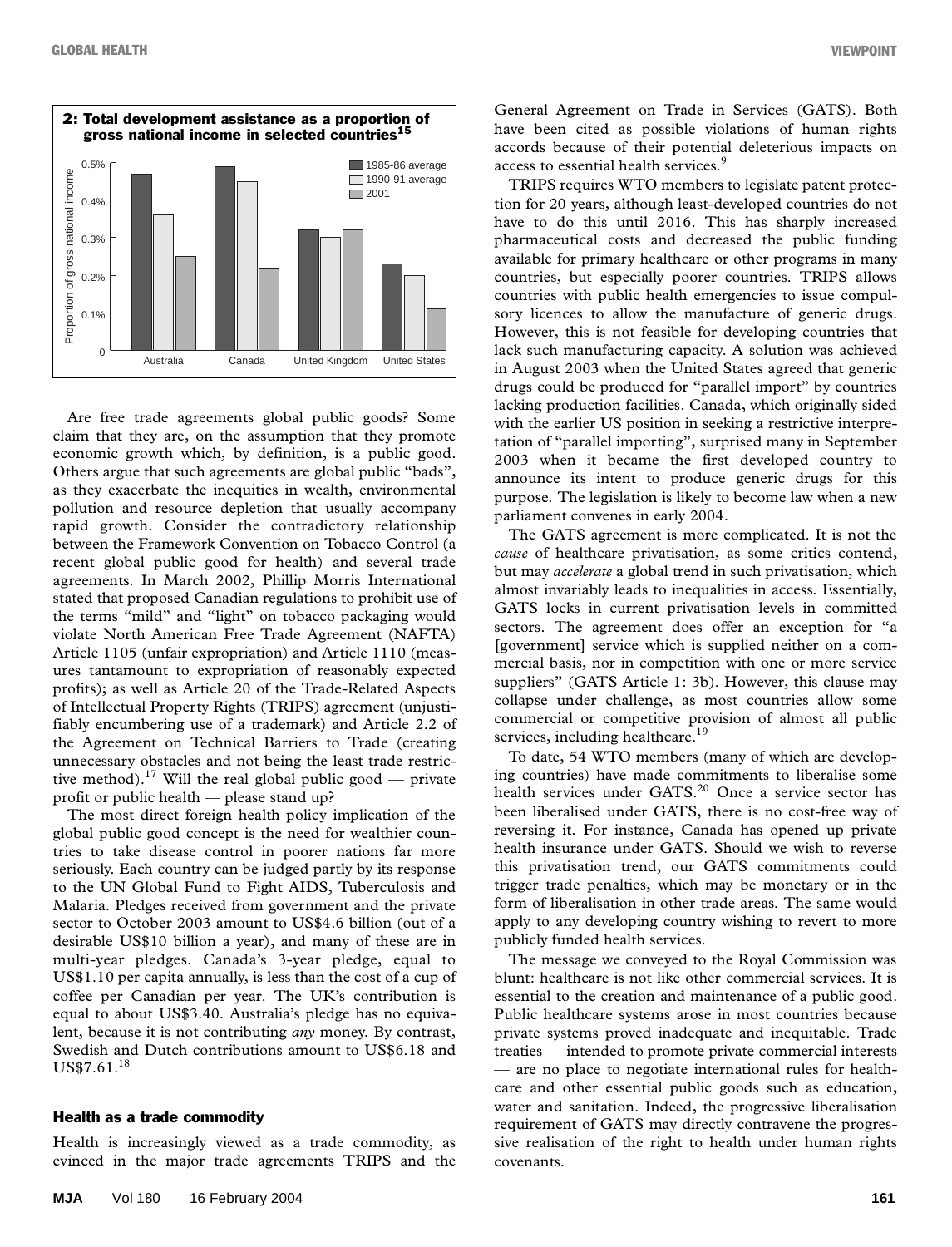**2: Total development assistance as a proportion of gross national income in selected countries[15]**

| Country | 1985-86 average | 1990-91 average | 2001 |
|---|---|---|---|
| Australia | 0.47% | 0.36% | 0.25% |
| Canada | 0.49% | 0.45% | 0.22% |
| United Kingdom | 0.32% | 0.30% | 0.32% |
| United States | 0.23% | 0.20% | 0.11% |

Are free trade agreements global public goods? Some claim that they are, on the assumption that they promote economic growth which, by definition, is a public good. Others argue that such agreements are global public "bads", as they exacerbate the inequities in wealth, environmental pollution and resource depletion that usually accompany rapid growth. Consider the contradictory relationship between the Framework Convention on Tobacco Control (a recent global public good for health) and several trade agreements. In March 2002, Phillip Morris International stated that proposed Canadian regulations to prohibit use of the terms "mild" and "light" on tobacco packaging would violate North American Free Trade Agreement (NAFTA) Article 1105 (unfair expropriation) and Article 1110 (measures tantamount to expropriation of reasonably expected profits); as well as Article 20 of the Trade-Related Aspects of Intellectual Property Rights (TRIPS) agreement (unjustifiably encumbering use of a trademark) and Article 2.2 of the Agreement on Technical Barriers to Trade (creating unnecessary obstacles and not being the least trade restrictive method).[17] Will the real global public good — private profit or public health — please stand up?

The most direct foreign health policy implication of the global public good concept is the need for wealthier countries to take disease control in poorer nations far more seriously. Each country can be judged partly by its response to the UN Global Fund to Fight AIDS, Tuberculosis and Malaria. Pledges received from government and the private sector to October 2003 amount to US$4.6 billion (out of a desirable US$10 billion a year), and many of these are in multi-year pledges. Canada's 3-year pledge, equal to US$1.10 per capita annually, is less than the cost of a cup of coffee per Canadian per year. The UK's contribution is equal to about US$3.40. Australia's pledge has no equivalent, because it is not contributing *any* money. By contrast, Swedish and Dutch contributions amount to US$6.18 and US$7.61.[18]

## Health as a trade commodity

Health is increasingly viewed as a trade commodity, as evinced in the major trade agreements TRIPS and the General Agreement on Trade in Services (GATS). Both have been cited as possible violations of human rights accords because of their potential deleterious impacts on access to essential health services.[9]

TRIPS requires WTO members to legislate patent protection for 20 years, although least-developed countries do not have to do this until 2016. This has sharply increased pharmaceutical costs and decreased the public funding available for primary healthcare or other programs in many countries, but especially poorer countries. TRIPS allows countries with public health emergencies to issue compulsory licences to allow the manufacture of generic drugs. However, this is not feasible for developing countries that lack such manufacturing capacity. A solution was achieved in August 2003 when the United States agreed that generic drugs could be produced for "parallel import" by countries lacking production facilities. Canada, which originally sided with the earlier US position in seeking a restrictive interpretation of "parallel importing", surprised many in September 2003 when it became the first developed country to announce its intent to produce generic drugs for this purpose. The legislation is likely to become law when a new parliament convenes in early 2004.

The GATS agreement is more complicated. It is not the *cause* of healthcare privatisation, as some critics contend, but may *accelerate* a global trend in such privatisation, which almost invariably leads to inequalities in access. Essentially, GATS locks in current privatisation levels in committed sectors. The agreement does offer an exception for "a [government] service which is supplied neither on a commercial basis, nor in competition with one or more service suppliers" (GATS Article 1: 3b). However, this clause may collapse under challenge, as most countries allow some commercial or competitive provision of almost all public services, including healthcare.[19]

To date, 54 WTO members (many of which are developing countries) have made commitments to liberalise some health services under GATS.[20] Once a service sector has been liberalised under GATS, there is no cost-free way of reversing it. For instance, Canada has opened up private health insurance under GATS. Should we wish to reverse this privatisation trend, our GATS commitments could trigger trade penalties, which may be monetary or in the form of liberalisation in other trade areas. The same would apply to any developing country wishing to revert to more publicly funded health services.

The message we conveyed to the Royal Commission was blunt: healthcare is not like other commercial services. It is essential to the creation and maintenance of a public good. Public healthcare systems arose in most countries because private systems proved inadequate and inequitable. Trade treaties — intended to promote private commercial interests — are no place to negotiate international rules for healthcare and other essential public goods such as education, water and sanitation. Indeed, the progressive liberalisation requirement of GATS may directly contravene the progressive realisation of the right to health under human rights covenants.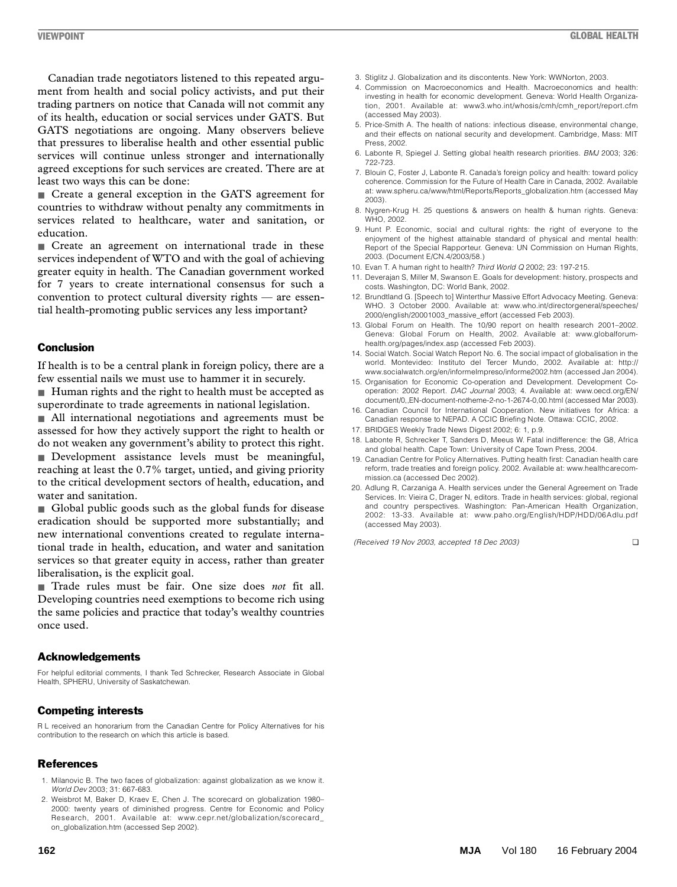Canadian trade negotiators listened to this repeated argument from health and social policy activists, and put their trading partners on notice that Canada will not commit any of its health, education or social services under GATS. But GATS negotiations are ongoing. Many observers believe that pressures to liberalise health and other essential public services will continue unless stronger and internationally agreed exceptions for such services are created. There are at least two ways this can be done:

- Create a general exception in the GATS agreement for countries to withdraw without penalty any commitments in services related to healthcare, water and sanitation, or education.
- Create an agreement on international trade in these services independent of WTO and with the goal of achieving greater equity in health. The Canadian government worked for 7 years to create international consensus for such a convention to protect cultural diversity rights — are essential health-promoting public services any less important?

### Conclusion

If health is to be a central plank in foreign policy, there are a few essential nails we must use to hammer it in securely.

- Human rights and the right to health must be accepted as superordinate to trade agreements in national legislation.
- All international negotiations and agreements must be assessed for how they actively support the right to health or do not weaken any government's ability to protect this right.
- Development assistance levels must be meaningful, reaching at least the 0.7% target, untied, and giving priority to the critical development sectors of health, education, and water and sanitation.
- Global public goods such as the global funds for disease eradication should be supported more substantially; and new international conventions created to regulate international trade in health, education, and water and sanitation services so that greater equity in access, rather than greater liberalisation, is the explicit goal.
- Trade rules must be fair. One size does *not* fit all. Developing countries need exemptions to become rich using the same policies and practice that today's wealthy countries once used.

### Acknowledgements

For helpful editorial comments, I thank Ted Schrecker, Research Associate in Global Health, SPHERU, University of Saskatchewan.

### Competing interests

R L received an honorarium from the Canadian Centre for Policy Alternatives for his contribution to the research on which this article is based.

### References

1. Milanovic B. The two faces of globalization: against globalization as we know it. *World Dev* 2003; 31: 667-683.
2. Weisbrot M, Baker D, Kraev E, Chen J. The scorecard on globalization 1980–2000: twenty years of diminished progress. Centre for Economic and Policy Research, 2001. Available at: www.cepr.net/globalization/scorecard_on_globalization.htm (accessed Sep 2002).
3. Stiglitz J. Globalization and its discontents. New York: WWNorton, 2003.
4. Commission on Macroeconomics and Health. Macroeconomics and health: investing in health for economic development. Geneva: World Health Organization, 2001. Available at: www3.who.int/whosis/cmh/cmh_report/report.cfm (accessed May 2003).
5. Price-Smith A. The health of nations: infectious disease, environmental change, and their effects on national security and development. Cambridge, Mass: MIT Press, 2002.
6. Labonte R, Spiegel J. Setting global health research priorities. *BMJ* 2003; 326: 722-723.
7. Blouin C, Foster J, Labonte R. Canada's foreign policy and health: toward policy coherence. Commission for the Future of Health Care in Canada, 2002. Available at: www.spheru.ca/www/html/Reports/Reports_globalization.htm (accessed May 2003).
8. Nygren-Krug H. 25 questions & answers on health & human rights. Geneva: WHO, 2002.
9. Hunt P. Economic, social and cultural rights: the right of everyone to the enjoyment of the highest attainable standard of physical and mental health: Report of the Special Rapporteur. Geneva: UN Commission on Human Rights, 2003. (Document E/CN.4/2003/58.)
10. Evan T. A human right to health? *Third World Q* 2002; 23: 197-215.
11. Deverajan S, Miller M, Swanson E. Goals for development: history, prospects and costs. Washington, DC: World Bank, 2002.
12. Brundtland G. [Speech to] Winterthur Massive Effort Advocacy Meeting. Geneva: WHO. 3 October 2000. Available at: www.who.int/directorgeneral/speeches/2000/english/20001003_massive_effort (accessed Feb 2003).
13. Global Forum on Health. The 10/90 report on health research 2001–2002. Geneva: Global Forum on Health, 2002. Available at: www.globalforumhealth.org/pages/index.asp (accessed Feb 2003).
14. Social Watch. Social Watch Report No. 6. The social impact of globalisation in the world. Montevideo: Instituto del Tercer Mundo, 2002. Available at: http://www.socialwatch.org/en/informeImpreso/informe2002.htm (accessed Jan 2004).
15. Organisation for Economic Co-operation and Development. Development Co-operation: 2002 Report. *DAC Journal* 2003; 4. Available at: www.oecd.org/EN/document/0,,EN-document-notheme-2-no-1-2674-0,00.html (accessed Mar 2003).
16. Canadian Council for International Cooperation. New initiatives for Africa: a Canadian response to NEPAD. A CCIC Briefing Note. Ottawa: CCIC, 2002.
17. BRIDGES Weekly Trade News Digest 2002; 6: 1, p.9.
18. Labonte R, Schrecker T, Sanders D, Meeus W. Fatal indifference: the G8, Africa and global health. Cape Town: University of Cape Town Press, 2004.
19. Canadian Centre for Policy Alternatives. Putting health first: Canadian health care reform, trade treaties and foreign policy. 2002. Available at: www.healthcarecommission.ca (accessed Dec 2002).
20. Adlung R, Carzaniga A. Health services under the General Agreement on Trade Services. In: Vieira C, Drager N, editors. Trade in health services: global, regional and country perspectives. Washington: Pan-American Health Organization, 2002: 13-33. Available at: www.paho.org/English/HDP/HDD/06Adlu.pdf (accessed May 2003).

*(Received 19 Nov 2003, accepted 18 Dec 2003)*